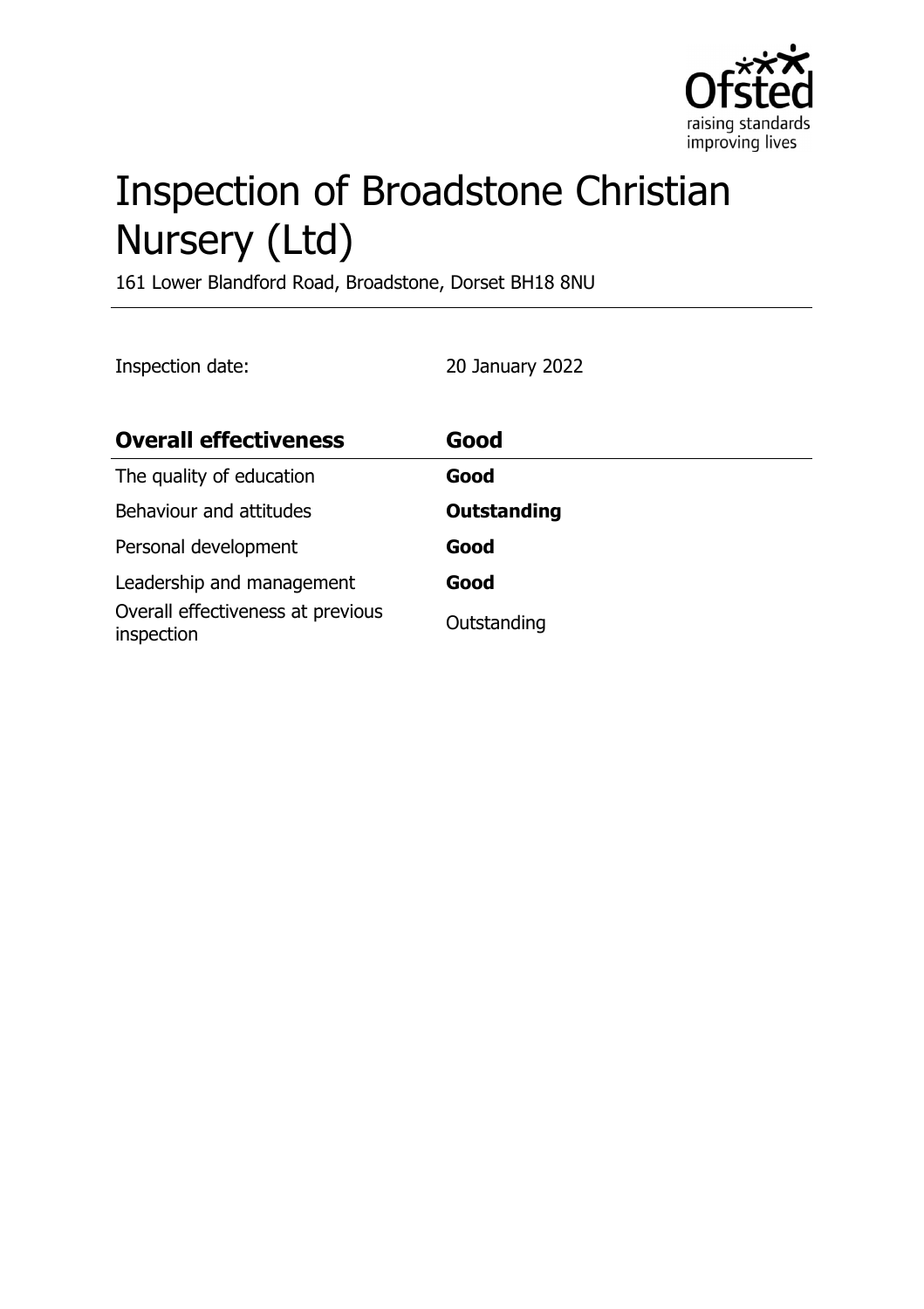# Inspection of Broadstone Christian Nursery (Ltd)

161 Lower Blandford Road, Broadstone, Dorset BH18 8NU

Inspection date: 20 January 2022

| **Overall effectiveness** | **Good** |
| --- | --- |
| The quality of education | **Good** |
| Behaviour and attitudes | **Outstanding** |
| Personal development | **Good** |
| Leadership and management | **Good** |
| Overall effectiveness at previous inspection | Outstanding |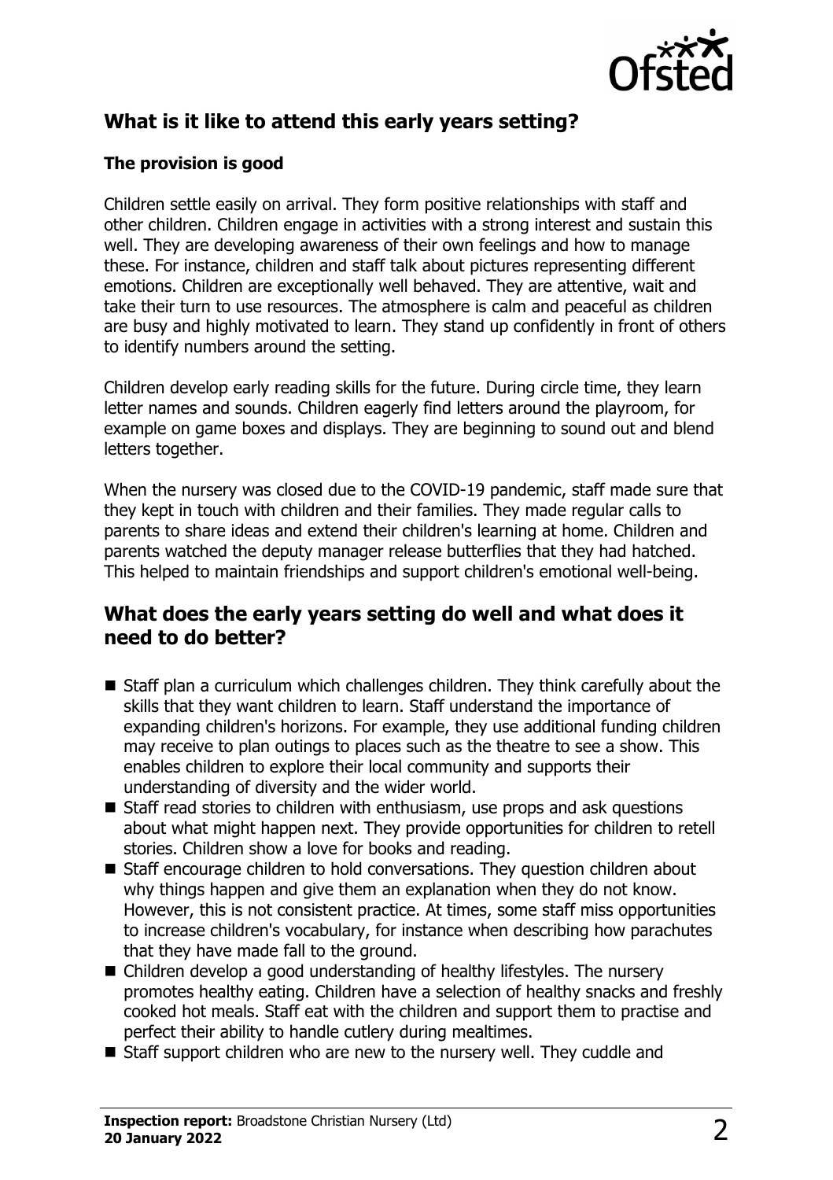## What is it like to attend this early years setting?

### The provision is good

Children settle easily on arrival. They form positive relationships with staff and other children. Children engage in activities with a strong interest and sustain this well. They are developing awareness of their own feelings and how to manage these. For instance, children and staff talk about pictures representing different emotions. Children are exceptionally well behaved. They are attentive, wait and take their turn to use resources. The atmosphere is calm and peaceful as children are busy and highly motivated to learn. They stand up confidently in front of others to identify numbers around the setting.

Children develop early reading skills for the future. During circle time, they learn letter names and sounds. Children eagerly find letters around the playroom, for example on game boxes and displays. They are beginning to sound out and blend letters together.

When the nursery was closed due to the COVID-19 pandemic, staff made sure that they kept in touch with children and their families. They made regular calls to parents to share ideas and extend their children's learning at home. Children and parents watched the deputy manager release butterflies that they had hatched. This helped to maintain friendships and support children's emotional well-being.

## What does the early years setting do well and what does it need to do better?

- Staff plan a curriculum which challenges children. They think carefully about the skills that they want children to learn. Staff understand the importance of expanding children's horizons. For example, they use additional funding children may receive to plan outings to places such as the theatre to see a show. This enables children to explore their local community and supports their understanding of diversity and the wider world.
- Staff read stories to children with enthusiasm, use props and ask questions about what might happen next. They provide opportunities for children to retell stories. Children show a love for books and reading.
- Staff encourage children to hold conversations. They question children about why things happen and give them an explanation when they do not know. However, this is not consistent practice. At times, some staff miss opportunities to increase children's vocabulary, for instance when describing how parachutes that they have made fall to the ground.
- Children develop a good understanding of healthy lifestyles. The nursery promotes healthy eating. Children have a selection of healthy snacks and freshly cooked hot meals. Staff eat with the children and support them to practise and perfect their ability to handle cutlery during mealtimes.
- Staff support children who are new to the nursery well. They cuddle and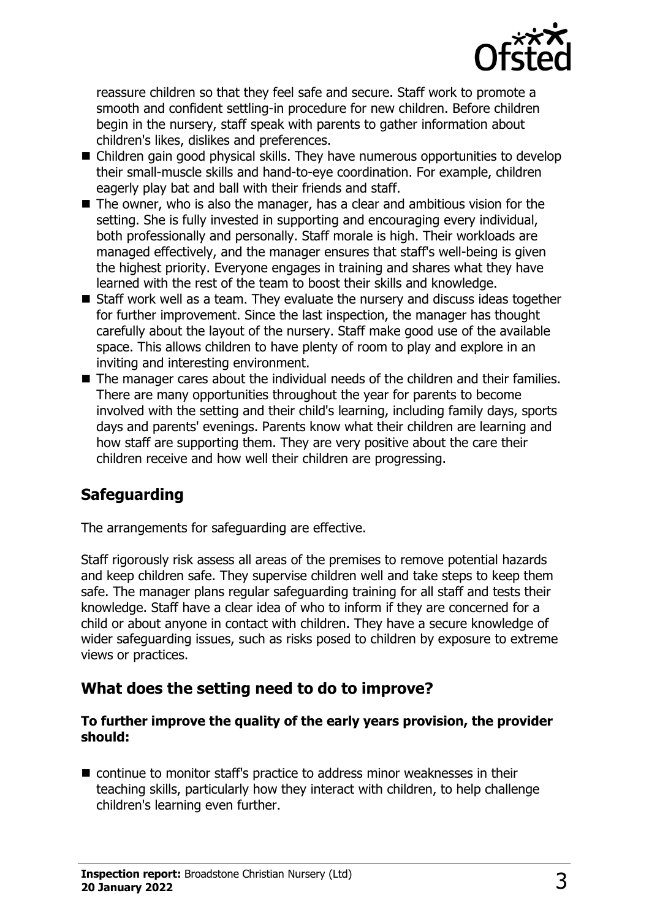reassure children so that they feel safe and secure. Staff work to promote a smooth and confident settling-in procedure for new children. Before children begin in the nursery, staff speak with parents to gather information about children's likes, dislikes and preferences.

- Children gain good physical skills. They have numerous opportunities to develop their small-muscle skills and hand-to-eye coordination. For example, children eagerly play bat and ball with their friends and staff.
- The owner, who is also the manager, has a clear and ambitious vision for the setting. She is fully invested in supporting and encouraging every individual, both professionally and personally. Staff morale is high. Their workloads are managed effectively, and the manager ensures that staff's well-being is given the highest priority. Everyone engages in training and shares what they have learned with the rest of the team to boost their skills and knowledge.
- Staff work well as a team. They evaluate the nursery and discuss ideas together for further improvement. Since the last inspection, the manager has thought carefully about the layout of the nursery. Staff make good use of the available space. This allows children to have plenty of room to play and explore in an inviting and interesting environment.
- The manager cares about the individual needs of the children and their families. There are many opportunities throughout the year for parents to become involved with the setting and their child's learning, including family days, sports days and parents' evenings. Parents know what their children are learning and how staff are supporting them. They are very positive about the care their children receive and how well their children are progressing.

## Safeguarding

The arrangements for safeguarding are effective.

Staff rigorously risk assess all areas of the premises to remove potential hazards and keep children safe. They supervise children well and take steps to keep them safe. The manager plans regular safeguarding training for all staff and tests their knowledge. Staff have a clear idea of who to inform if they are concerned for a child or about anyone in contact with children. They have a secure knowledge of wider safeguarding issues, such as risks posed to children by exposure to extreme views or practices.

## What does the setting need to do to improve?

**To further improve the quality of the early years provision, the provider should:**

- continue to monitor staff's practice to address minor weaknesses in their teaching skills, particularly how they interact with children, to help challenge children's learning even further.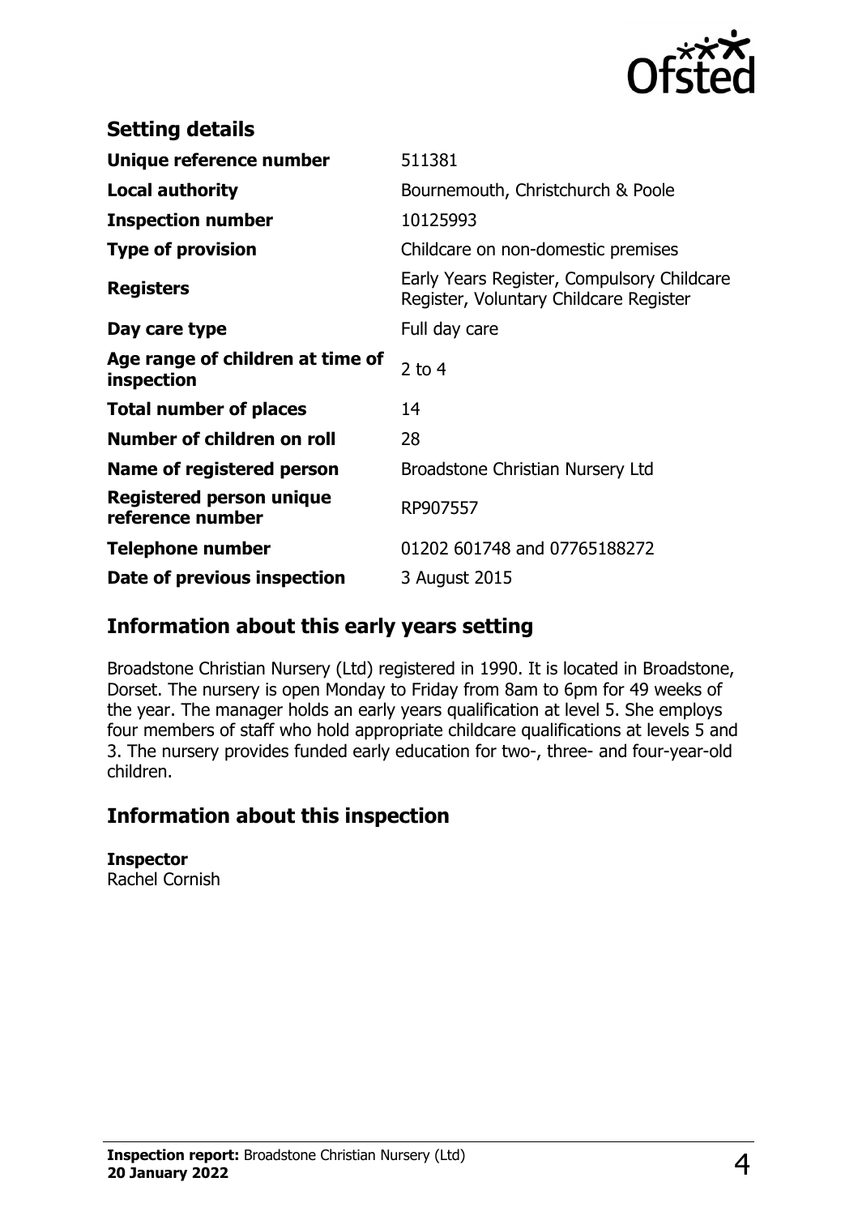## Setting details

| | |
|---|---|
| **Unique reference number** | 511381 |
| **Local authority** | Bournemouth, Christchurch & Poole |
| **Inspection number** | 10125993 |
| **Type of provision** | Childcare on non-domestic premises |
| **Registers** | Early Years Register, Compulsory Childcare Register, Voluntary Childcare Register |
| **Day care type** | Full day care |
| **Age range of children at time of inspection** | 2 to 4 |
| **Total number of places** | 14 |
| **Number of children on roll** | 28 |
| **Name of registered person** | Broadstone Christian Nursery Ltd |
| **Registered person unique reference number** | RP907557 |
| **Telephone number** | 01202 601748 and 07765188272 |
| **Date of previous inspection** | 3 August 2015 |

## Information about this early years setting

Broadstone Christian Nursery (Ltd) registered in 1990. It is located in Broadstone, Dorset. The nursery is open Monday to Friday from 8am to 6pm for 49 weeks of the year. The manager holds an early years qualification at level 5. She employs four members of staff who hold appropriate childcare qualifications at levels 5 and 3. The nursery provides funded early education for two-, three- and four-year-old children.

## Information about this inspection

**Inspector**
Rachel Cornish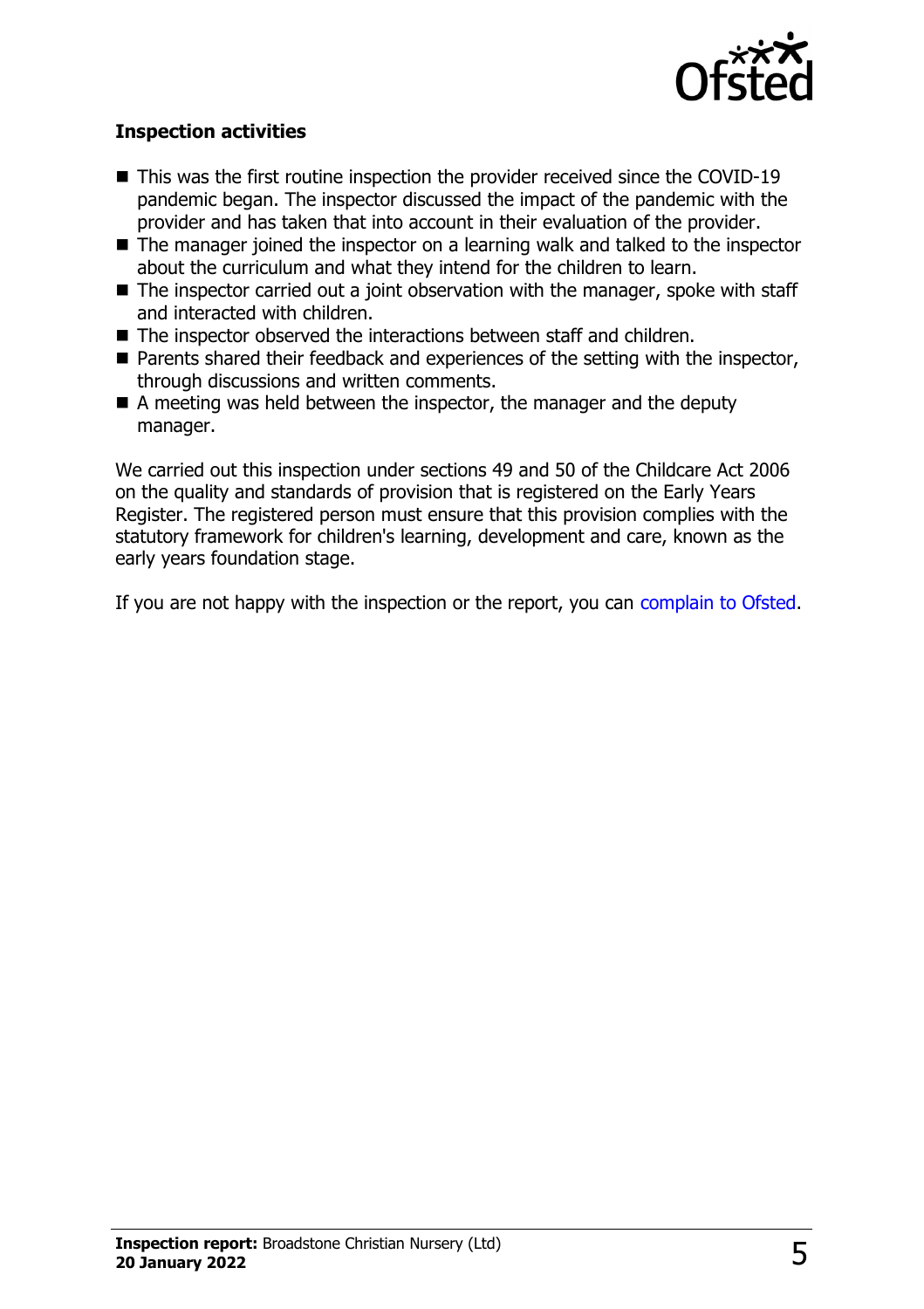**Inspection activities**

- This was the first routine inspection the provider received since the COVID-19 pandemic began. The inspector discussed the impact of the pandemic with the provider and has taken that into account in their evaluation of the provider.
- The manager joined the inspector on a learning walk and talked to the inspector about the curriculum and what they intend for the children to learn.
- The inspector carried out a joint observation with the manager, spoke with staff and interacted with children.
- The inspector observed the interactions between staff and children.
- Parents shared their feedback and experiences of the setting with the inspector, through discussions and written comments.
- A meeting was held between the inspector, the manager and the deputy manager.

We carried out this inspection under sections 49 and 50 of the Childcare Act 2006 on the quality and standards of provision that is registered on the Early Years Register. The registered person must ensure that this provision complies with the statutory framework for children's learning, development and care, known as the early years foundation stage.

If you are not happy with the inspection or the report, you can complain to Ofsted.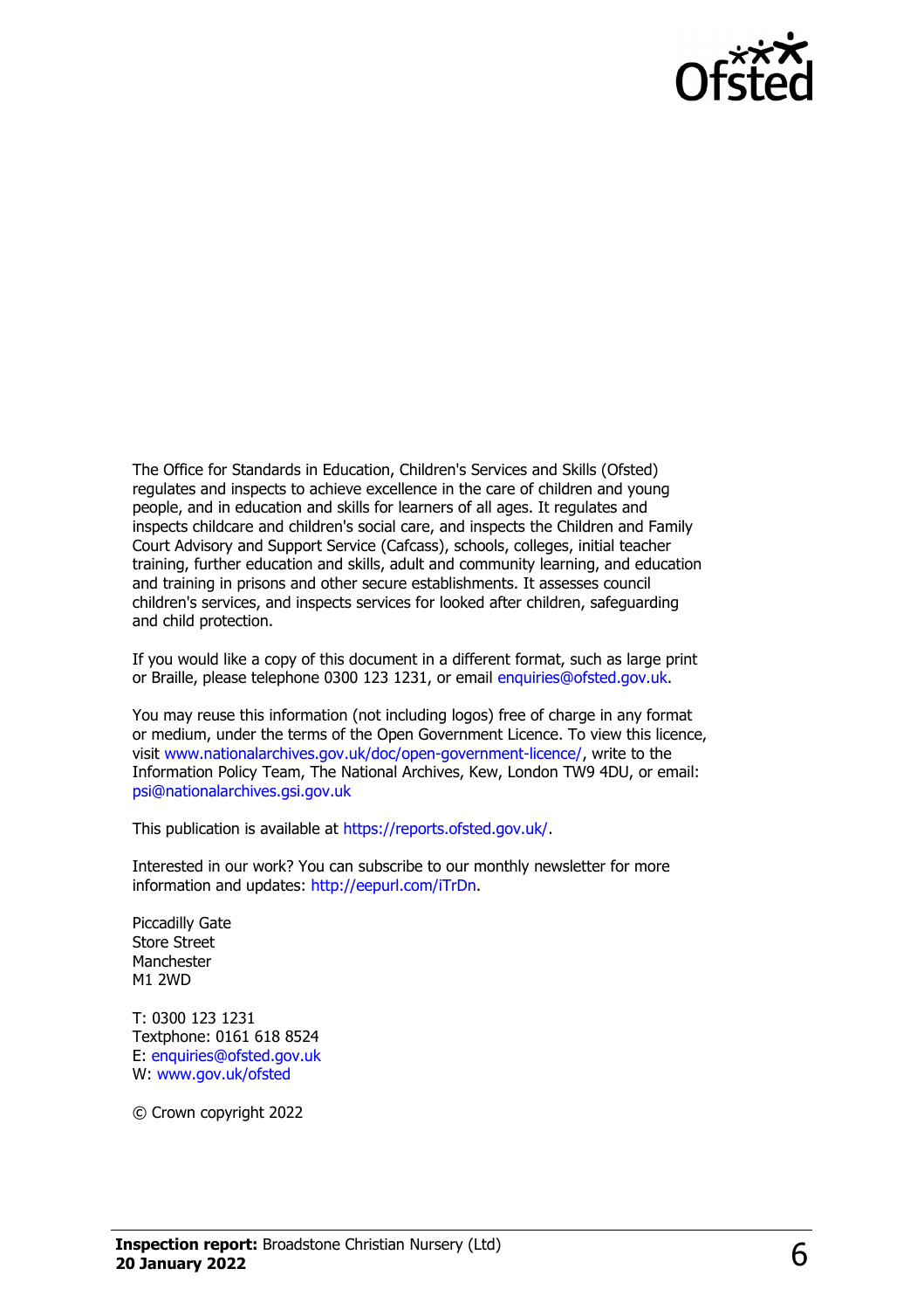The Office for Standards in Education, Children's Services and Skills (Ofsted) regulates and inspects to achieve excellence in the care of children and young people, and in education and skills for learners of all ages. It regulates and inspects childcare and children's social care, and inspects the Children and Family Court Advisory and Support Service (Cafcass), schools, colleges, initial teacher training, further education and skills, adult and community learning, and education and training in prisons and other secure establishments. It assesses council children's services, and inspects services for looked after children, safeguarding and child protection.

If you would like a copy of this document in a different format, such as large print or Braille, please telephone 0300 123 1231, or email enquiries@ofsted.gov.uk.

You may reuse this information (not including logos) free of charge in any format or medium, under the terms of the Open Government Licence. To view this licence, visit www.nationalarchives.gov.uk/doc/open-government-licence/, write to the Information Policy Team, The National Archives, Kew, London TW9 4DU, or email: psi@nationalarchives.gsi.gov.uk

This publication is available at https://reports.ofsted.gov.uk/.

Interested in our work? You can subscribe to our monthly newsletter for more information and updates: http://eepurl.com/iTrDn.

Piccadilly Gate
Store Street
Manchester
M1 2WD

T: 0300 123 1231
Textphone: 0161 618 8524
E: enquiries@ofsted.gov.uk
W: www.gov.uk/ofsted

© Crown copyright 2022